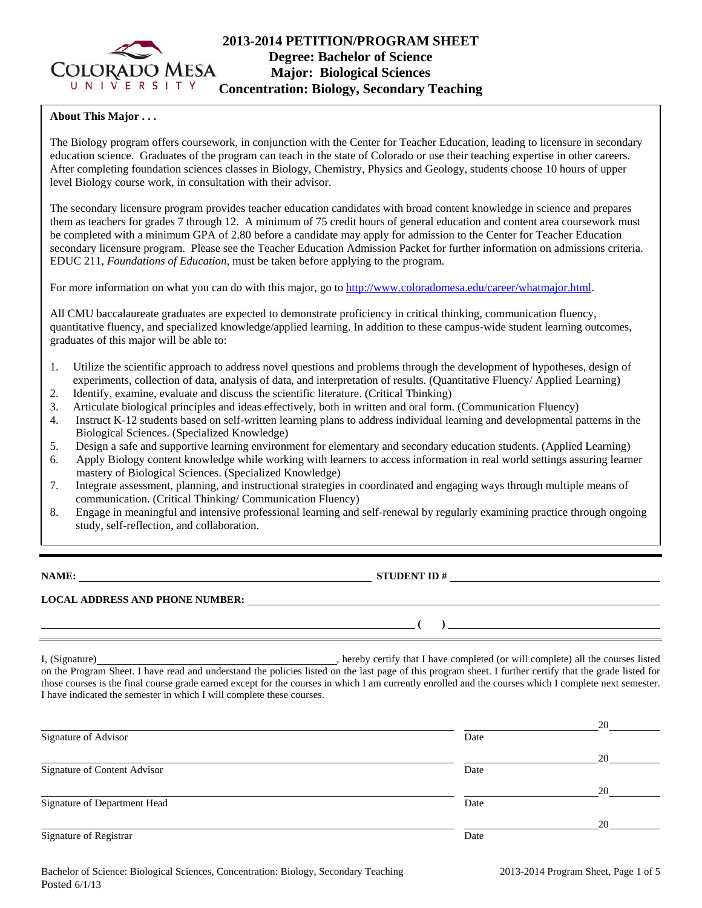# 2013-2014 PETITION/PROGRAM SHEET
## Degree: Bachelor of Science
## Major: Biological Sciences
## Concentration: Biology, Secondary Teaching

**About This Major . . .**

The Biology program offers coursework, in conjunction with the Center for Teacher Education, leading to licensure in secondary education science. Graduates of the program can teach in the state of Colorado or use their teaching expertise in other careers. After completing foundation sciences classes in Biology, Chemistry, Physics and Geology, students choose 10 hours of upper level Biology course work, in consultation with their advisor.

The secondary licensure program provides teacher education candidates with broad content knowledge in science and prepares them as teachers for grades 7 through 12. A minimum of 75 credit hours of general education and content area coursework must be completed with a minimum GPA of 2.80 before a candidate may apply for admission to the Center for Teacher Education secondary licensure program. Please see the Teacher Education Admission Packet for further information on admissions criteria. EDUC 211, *Foundations of Education*, must be taken before applying to the program.

For more information on what you can do with this major, go to http://www.coloradomesa.edu/career/whatmajor.html.

All CMU baccalaureate graduates are expected to demonstrate proficiency in critical thinking, communication fluency, quantitative fluency, and specialized knowledge/applied learning. In addition to these campus-wide student learning outcomes, graduates of this major will be able to:

1. Utilize the scientific approach to address novel questions and problems through the development of hypotheses, design of experiments, collection of data, analysis of data, and interpretation of results. (Quantitative Fluency/ Applied Learning)
2. Identify, examine, evaluate and discuss the scientific literature. (Critical Thinking)
3. Articulate biological principles and ideas effectively, both in written and oral form. (Communication Fluency)
4. Instruct K-12 students based on self-written learning plans to address individual learning and developmental patterns in the Biological Sciences. (Specialized Knowledge)
5. Design a safe and supportive learning environment for elementary and secondary education students. (Applied Learning)
6. Apply Biology content knowledge while working with learners to access information in real world settings assuring learner mastery of Biological Sciences. (Specialized Knowledge)
7. Integrate assessment, planning, and instructional strategies in coordinated and engaging ways through multiple means of communication. (Critical Thinking/ Communication Fluency)
8. Engage in meaningful and intensive professional learning and self-renewal by regularly examining practice through ongoing study, self-reflection, and collaboration.

**NAME:** ______________________ **STUDENT ID #** ______________________

**LOCAL ADDRESS AND PHONE NUMBER:** ______________________

______________________ **( )** ______________________

I, (Signature)______________________, hereby certify that I have completed (or will complete) all the courses listed on the Program Sheet. I have read and understand the policies listed on the last page of this program sheet. I further certify that the grade listed for those courses is the final course grade earned except for the courses in which I am currently enrolled and the courses which I complete next semester. I have indicated the semester in which I will complete these courses.

______________________ Signature of Advisor — Date ______ 20____

______________________ Signature of Content Advisor — Date ______ 20____

______________________ Signature of Department Head — Date ______ 20____

______________________ Signature of Registrar — Date ______ 20____

Bachelor of Science: Biological Sciences, Concentration: Biology, Secondary Teaching
Posted 6/1/13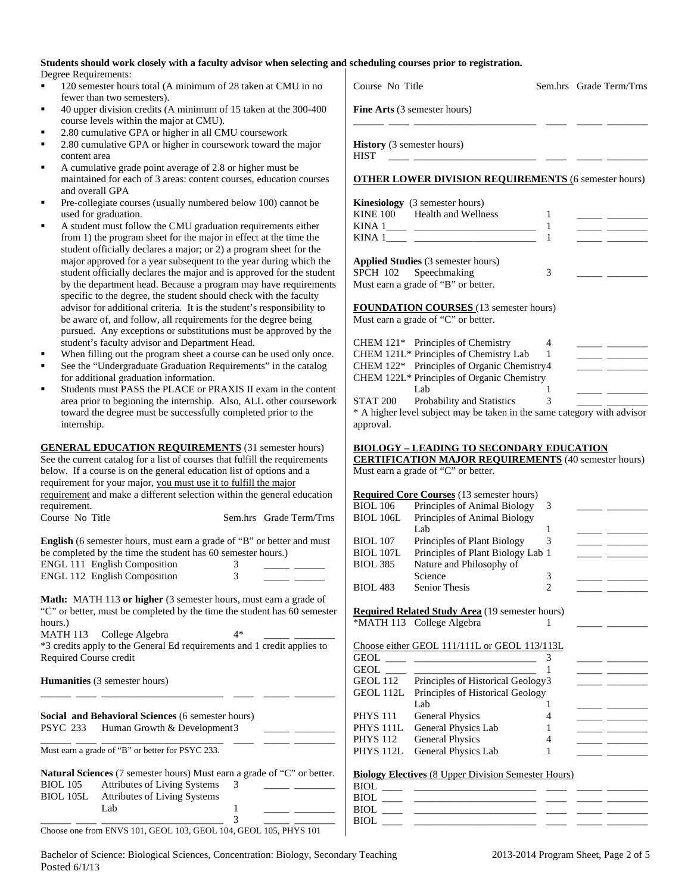**Students should work closely with a faculty advisor when selecting and scheduling courses prior to registration.**

Degree Requirements:

- 120 semester hours total (A minimum of 28 taken at CMU in no fewer than two semesters).
- 40 upper division credits (A minimum of 15 taken at the 300-400 course levels within the major at CMU).
- 2.80 cumulative GPA or higher in all CMU coursework
- 2.80 cumulative GPA or higher in coursework toward the major content area
- A cumulative grade point average of 2.8 or higher must be maintained for each of 3 areas: content courses, education courses and overall GPA
- Pre-collegiate courses (usually numbered below 100) cannot be used for graduation.
- A student must follow the CMU graduation requirements either from 1) the program sheet for the major in effect at the time the student officially declares a major; or 2) a program sheet for the major approved for a year subsequent to the year during which the student officially declares the major and is approved for the student by the department head. Because a program may have requirements specific to the degree, the student should check with the faculty advisor for additional criteria. It is the student's responsibility to be aware of, and follow, all requirements for the degree being pursued. Any exceptions or substitutions must be approved by the student's faculty advisor and Department Head.
- When filling out the program sheet a course can be used only once.
- See the "Undergraduate Graduation Requirements" in the catalog for additional graduation information.
- Students must PASS the PLACE or PRAXIS II exam in the content area prior to beginning the internship. Also, ALL other coursework toward the degree must be successfully completed prior to the internship.

**GENERAL EDUCATION REQUIREMENTS** (31 semester hours)
See the current catalog for a list of courses that fulfill the requirements below. If a course is on the general education list of options and a requirement for your major, you must use it to fulfill the major requirement and make a different selection within the general education requirement.

| Course No | Title | Sem.hrs | Grade | Term/Trns |
|---|---|---|---|---|

**English** (6 semester hours, must earn a grade of "B" or better and must be completed by the time the student has 60 semester hours.)

| Course No | Title | Sem.hrs | Grade | Term/Trns |
|---|---|---|---|---|
| ENGL 111 | English Composition | 3 | _____ | ______ |
| ENGL 112 | English Composition | 3 | _____ | ______ |

**Math:** MATH 113 **or higher** (3 semester hours, must earn a grade of "C" or better, must be completed by the time the student has 60 semester hours.)

| Course No | Title | Sem.hrs | Grade | Term/Trns |
|---|---|---|---|---|
| MATH 113 | College Algebra | 4* | _____ | ________ |

*3 credits apply to the General Ed requirements and 1 credit applies to Required Course credit

**Humanities** (3 semester hours)

| Course No | Title | Sem.hrs | Grade | Term/Trns |
|---|---|---|---|---|
| ______ ____ | ________________________ | ____ | _____ | ________ |

**Social and Behavioral Sciences** (6 semester hours)

| Course No | Title | Sem.hrs | Grade | Term/Trns |
|---|---|---|---|---|
| PSYC 233 | Human Growth & Development | 3 | _____ | ________ |
| ______ ____ | ________________________ | ____ | _____ | ________ |

Must earn a grade of "B" or better for PSYC 233.

**Natural Sciences** (7 semester hours) Must earn a grade of "C" or better.

| Course No | Title | Sem.hrs | Grade | Term/Trns |
|---|---|---|---|---|
| BIOL 105 | Attributes of Living Systems | 3 | _____ | ________ |
| BIOL 105L | Attributes of Living Systems Lab | 1 | _____ | ________ |
| ______ ____ | ________________________ | 3 | _____ | ________ |

Choose one from ENVS 101, GEOL 103, GEOL 104, GEOL 105, PHYS 101

| Course No | Title | Sem.hrs | Grade | Term/Trns |
|---|---|---|---|---|

**Fine Arts** (3 semester hours)

| Course No | Title | Sem.hrs | Grade | Term/Trns |
|---|---|---|---|---|
| ______ ____ | ________________________ | ____ | _____ | ________ |

**History** (3 semester hours)

| Course No | Title | Sem.hrs | Grade | Term/Trns |
|---|---|---|---|---|
| HIST ____ | ________________________ | ____ | _____ | ________ |

**OTHER LOWER DIVISION REQUIREMENTS** (6 semester hours)

**Kinesiology** (3 semester hours)

| Course No | Title | Sem.hrs | Grade | Term/Trns |
|---|---|---|---|---|
| KINE 100 | Health and Wellness | 1 | _____ | ________ |
| KINA 1____ | ________________________ | 1 | _____ | ________ |
| KINA 1____ | ________________________ | 1 | _____ | ________ |

**Applied Studies** (3 semester hours)

| Course No | Title | Sem.hrs | Grade | Term/Trns |
|---|---|---|---|---|
| SPCH 102 | Speechmaking | 3 | _____ | ________ |

Must earn a grade of "B" or better.

**FOUNDATION COURSES** (13 semester hours)
Must earn a grade of "C" or better.

| Course No | Title | Sem.hrs | Grade | Term/Trns |
|---|---|---|---|---|
| CHEM 121* | Principles of Chemistry | 4 | _____ | ________ |
| CHEM 121L* | Principles of Chemistry Lab | 1 | _____ | ________ |
| CHEM 122* | Principles of Organic Chemistry | 4 | _____ | ________ |
| CHEM 122L* | Principles of Organic Chemistry Lab | 1 | _____ | ________ |
| STAT 200 | Probability and Statistics | 3 | _____ | ________ |

* A higher level subject may be taken in the same category with advisor approval.

**BIOLOGY – LEADING TO SECONDARY EDUCATION CERTIFICATION MAJOR REQUIREMENTS** (40 semester hours)
Must earn a grade of "C" or better.

**Required Core Courses** (13 semester hours)

| Course No | Title | Sem.hrs | Grade | Term/Trns |
|---|---|---|---|---|
| BIOL 106 | Principles of Animal Biology | 3 | _____ | ________ |
| BIOL 106L | Principles of Animal Biology Lab | 1 | _____ | ________ |
| BIOL 107 | Principles of Plant Biology | 3 | _____ | ________ |
| BIOL 107L | Principles of Plant Biology Lab | 1 | _____ | ________ |
| BIOL 385 | Nature and Philosophy of Science | 3 | _____ | ________ |
| BIOL 483 | Senior Thesis | 2 | _____ | ________ |

**Required Related Study Area** (19 semester hours)

| Course No | Title | Sem.hrs | Grade | Term/Trns |
|---|---|---|---|---|
| *MATH 113 | College Algebra | 1 | _____ | ________ |

Choose either GEOL 111/111L or GEOL 113/113L

| Course No | Title | Sem.hrs | Grade | Term/Trns |
|---|---|---|---|---|
| GEOL ____ | ________________________ | 3 | _____ | ________ |
| GEOL ____ | ________________________ | 1 | _____ | ________ |
| GEOL 112 | Principles of Historical Geology | 3 | _____ | ________ |
| GEOL 112L | Principles of Historical Geology Lab | 1 | _____ | ________ |
| PHYS 111 | General Physics | 4 | _____ | ________ |
| PHYS 111L | General Physics Lab | 1 | _____ | ________ |
| PHYS 112 | General Physics | 4 | _____ | ________ |
| PHYS 112L | General Physics Lab | 1 | _____ | ________ |

**Biology Electives** (8 Upper Division Semester Hours)

| Course No | Title | Sem.hrs | Grade | Term/Trns |
|---|---|---|---|---|
| BIOL ____ | ________________________ | ____ | _____ | ________ |
| BIOL ____ | ________________________ | ____ | _____ | ________ |
| BIOL ____ | ________________________ | ____ | _____ | ________ |
| BIOL ____ | ________________________ | ____ | _____ | ________ |

Bachelor of Science: Biological Sciences, Concentration: Biology, Secondary Teaching
Posted 6/1/13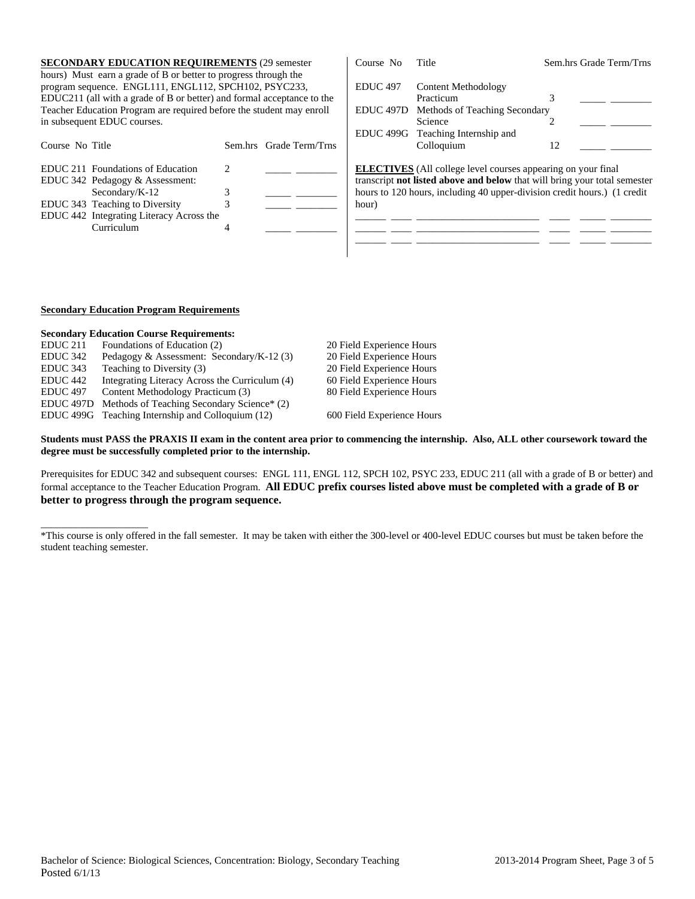**SECONDARY EDUCATION REQUIREMENTS** (29 semester hours) Must earn a grade of B or better to progress through the program sequence. ENGL111, ENGL112, SPCH102, PSYC233, EDUC211 (all with a grade of B or better) and formal acceptance to the Teacher Education Program are required before the student may enroll in subsequent EDUC courses.

| Course No | Title | Sem.hrs | Grade | Term/Trns |
|---|---|---|---|---|
| EDUC 211 | Foundations of Education | 2 | _____ | ________ |
| EDUC 342 | Pedagogy & Assessment: Secondary/K-12 | 3 | _____ | ________ |
| EDUC 343 | Teaching to Diversity | 3 | _____ | ________ |
| EDUC 442 | Integrating Literacy Across the Curriculum | 4 | _____ | ________ |
| EDUC 497 | Content Methodology Practicum | 3 | _____ | ________ |
| EDUC 497D | Methods of Teaching Secondary Science | 2 | _____ | ________ |
| EDUC 499G | Teaching Internship and Colloquium | 12 | _____ | ________ |

**ELECTIVES** (All college level courses appearing on your final transcript **not listed above and below** that will bring your total semester hours to 120 hours, including 40 upper-division credit hours.) (1 credit hour)

______ ____ ________________________ ____ _____ ________
______ ____ ________________________ ____ _____ ________
______ ____ ________________________ ____ _____ ________

**Secondary Education Program Requirements**

**Secondary Education Course Requirements:**

| | | |
|---|---|---|
| EDUC 211 | Foundations of Education (2) | 20 Field Experience Hours |
| EDUC 342 | Pedagogy & Assessment: Secondary/K-12 (3) | 20 Field Experience Hours |
| EDUC 343 | Teaching to Diversity (3) | 20 Field Experience Hours |
| EDUC 442 | Integrating Literacy Across the Curriculum (4) | 60 Field Experience Hours |
| EDUC 497 | Content Methodology Practicum (3) | 80 Field Experience Hours |
| EDUC 497D | Methods of Teaching Secondary Science* (2) | |
| EDUC 499G | Teaching Internship and Colloquium (12) | 600 Field Experience Hours |

**Students must PASS the PRAXIS II exam in the content area prior to commencing the internship. Also, ALL other coursework toward the degree must be successfully completed prior to the internship.**

Prerequisites for EDUC 342 and subsequent courses: ENGL 111, ENGL 112, SPCH 102, PSYC 233, EDUC 211 (all with a grade of B or better) and formal acceptance to the Teacher Education Program. **All EDUC prefix courses listed above must be completed with a grade of B or better to progress through the program sequence.**

____________________

*This course is only offered in the fall semester. It may be taken with either the 300-level or 400-level EDUC courses but must be taken before the student teaching semester.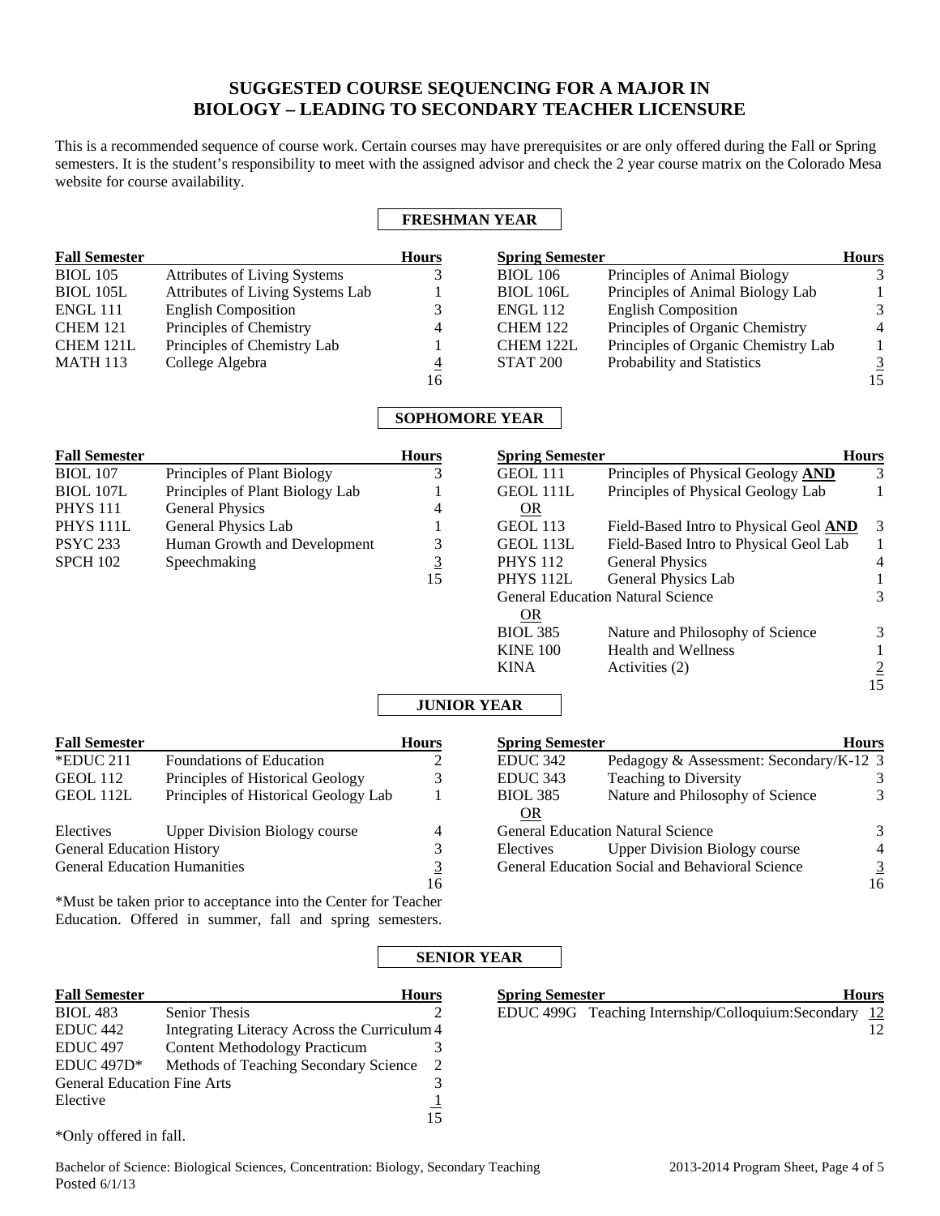# SUGGESTED COURSE SEQUENCING FOR A MAJOR IN BIOLOGY – LEADING TO SECONDARY TEACHER LICENSURE

This is a recommended sequence of course work. Certain courses may have prerequisites or are only offered during the Fall or Spring semesters. It is the student's responsibility to meet with the assigned advisor and check the 2 year course matrix on the Colorado Mesa website for course availability.

## FRESHMAN YEAR

| Fall Semester | | Hours |
|---|---|---|
| BIOL 105 | Attributes of Living Systems | 3 |
| BIOL 105L | Attributes of Living Systems Lab | 1 |
| ENGL 111 | English Composition | 3 |
| CHEM 121 | Principles of Chemistry | 4 |
| CHEM 121L | Principles of Chemistry Lab | 1 |
| MATH 113 | College Algebra | 4 |
| | | 16 |

| Spring Semester | | Hours |
|---|---|---|
| BIOL 106 | Principles of Animal Biology | 3 |
| BIOL 106L | Principles of Animal Biology Lab | 1 |
| ENGL 112 | English Composition | 3 |
| CHEM 122 | Principles of Organic Chemistry | 4 |
| CHEM 122L | Principles of Organic Chemistry Lab | 1 |
| STAT 200 | Probability and Statistics | 3 |
| | | 15 |

## SOPHOMORE YEAR

| Fall Semester | | Hours |
|---|---|---|
| BIOL 107 | Principles of Plant Biology | 3 |
| BIOL 107L | Principles of Plant Biology Lab | 1 |
| PHYS 111 | General Physics | 4 |
| PHYS 111L | General Physics Lab | 1 |
| PSYC 233 | Human Growth and Development | 3 |
| SPCH 102 | Speechmaking | 3 |
| | | 15 |

| Spring Semester | | Hours |
|---|---|---|
| GEOL 111 | Principles of Physical Geology **AND** | 3 |
| GEOL 111L | Principles of Physical Geology Lab | 1 |
| OR | | |
| GEOL 113 | Field-Based Intro to Physical Geol **AND** | 3 |
| GEOL 113L | Field-Based Intro to Physical Geol Lab | 1 |
| PHYS 112 | General Physics | 4 |
| PHYS 112L | General Physics Lab | 1 |
| General Education Natural Science | | 3 |
| OR | | |
| BIOL 385 | Nature and Philosophy of Science | 3 |
| KINE 100 | Health and Wellness | 1 |
| KINA | Activities (2) | 2 |
| | | 15 |

## JUNIOR YEAR

| Fall Semester | | Hours |
|---|---|---|
| *EDUC 211 | Foundations of Education | 2 |
| GEOL 112 | Principles of Historical Geology | 3 |
| GEOL 112L | Principles of Historical Geology Lab | 1 |
| Electives | Upper Division Biology course | 4 |
| General Education History | | 3 |
| General Education Humanities | | 3 |
| | | 16 |

*Must be taken prior to acceptance into the Center for Teacher Education. Offered in summer, fall and spring semesters.

| Spring Semester | | Hours |
|---|---|---|
| EDUC 342 | Pedagogy & Assessment: Secondary/K-12 | 3 |
| EDUC 343 | Teaching to Diversity | 3 |
| BIOL 385 | Nature and Philosophy of Science | 3 |
| OR | | |
| General Education Natural Science | | 3 |
| Electives | Upper Division Biology course | 4 |
| General Education Social and Behavioral Science | | 3 |
| | | 16 |

## SENIOR YEAR

| Fall Semester | | Hours |
|---|---|---|
| BIOL 483 | Senior Thesis | 2 |
| EDUC 442 | Integrating Literacy Across the Curriculum | 4 |
| EDUC 497 | Content Methodology Practicum | 3 |
| EDUC 497D* | Methods of Teaching Secondary Science | 2 |
| General Education Fine Arts | | 3 |
| Elective | | 1 |
| | | 15 |

*Only offered in fall.

| Spring Semester | | Hours |
|---|---|---|
| EDUC 499G | Teaching Internship/Colloquium:Secondary | 12 |
| | | 12 |

Bachelor of Science: Biological Sciences, Concentration: Biology, Secondary Teaching
Posted 6/1/13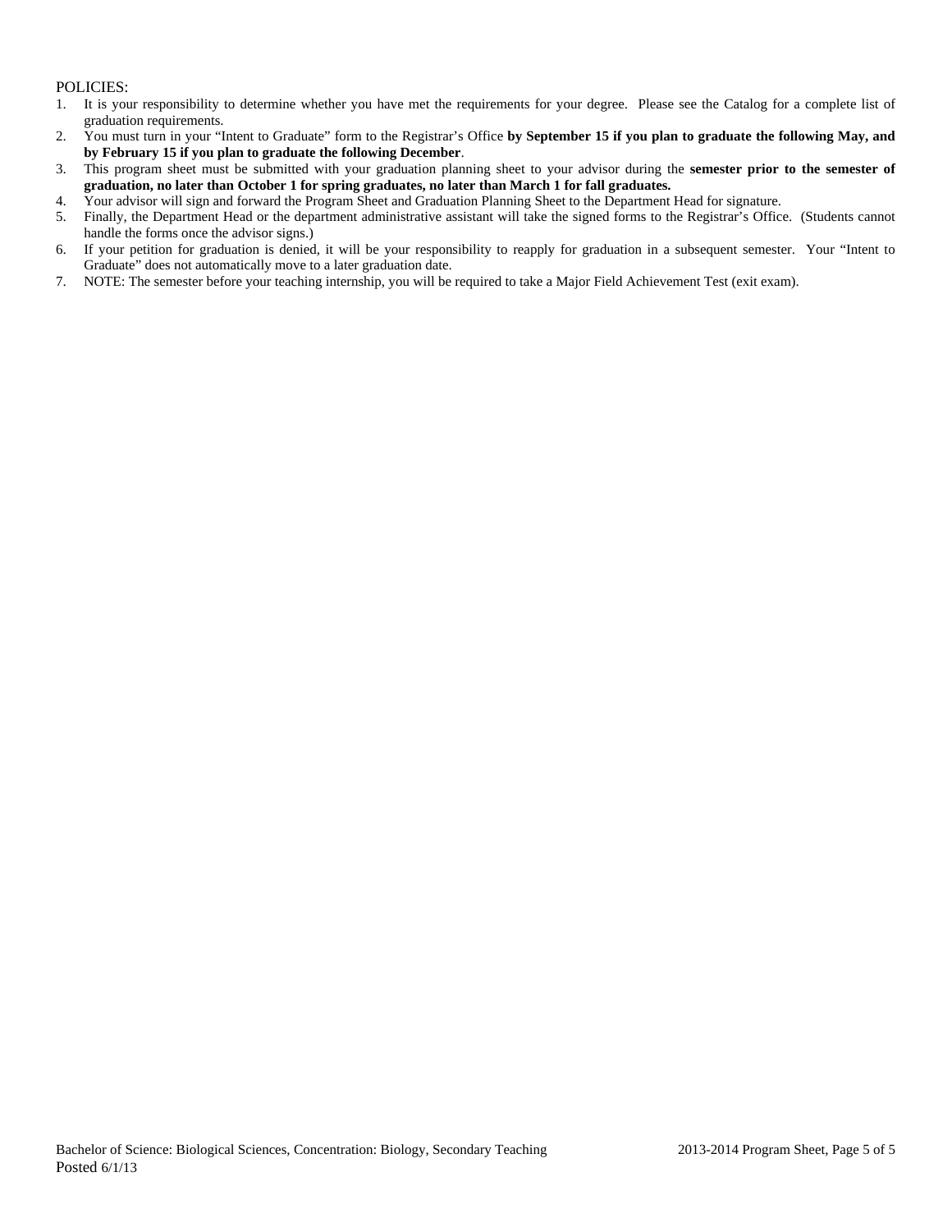POLICIES:

1. It is your responsibility to determine whether you have met the requirements for your degree. Please see the Catalog for a complete list of graduation requirements.
2. You must turn in your "Intent to Graduate" form to the Registrar's Office **by September 15 if you plan to graduate the following May, and by February 15 if you plan to graduate the following December**.
3. This program sheet must be submitted with your graduation planning sheet to your advisor during the **semester prior to the semester of graduation, no later than October 1 for spring graduates, no later than March 1 for fall graduates.**
4. Your advisor will sign and forward the Program Sheet and Graduation Planning Sheet to the Department Head for signature.
5. Finally, the Department Head or the department administrative assistant will take the signed forms to the Registrar's Office. (Students cannot handle the forms once the advisor signs.)
6. If your petition for graduation is denied, it will be your responsibility to reapply for graduation in a subsequent semester. Your "Intent to Graduate" does not automatically move to a later graduation date.
7. NOTE: The semester before your teaching internship, you will be required to take a Major Field Achievement Test (exit exam).